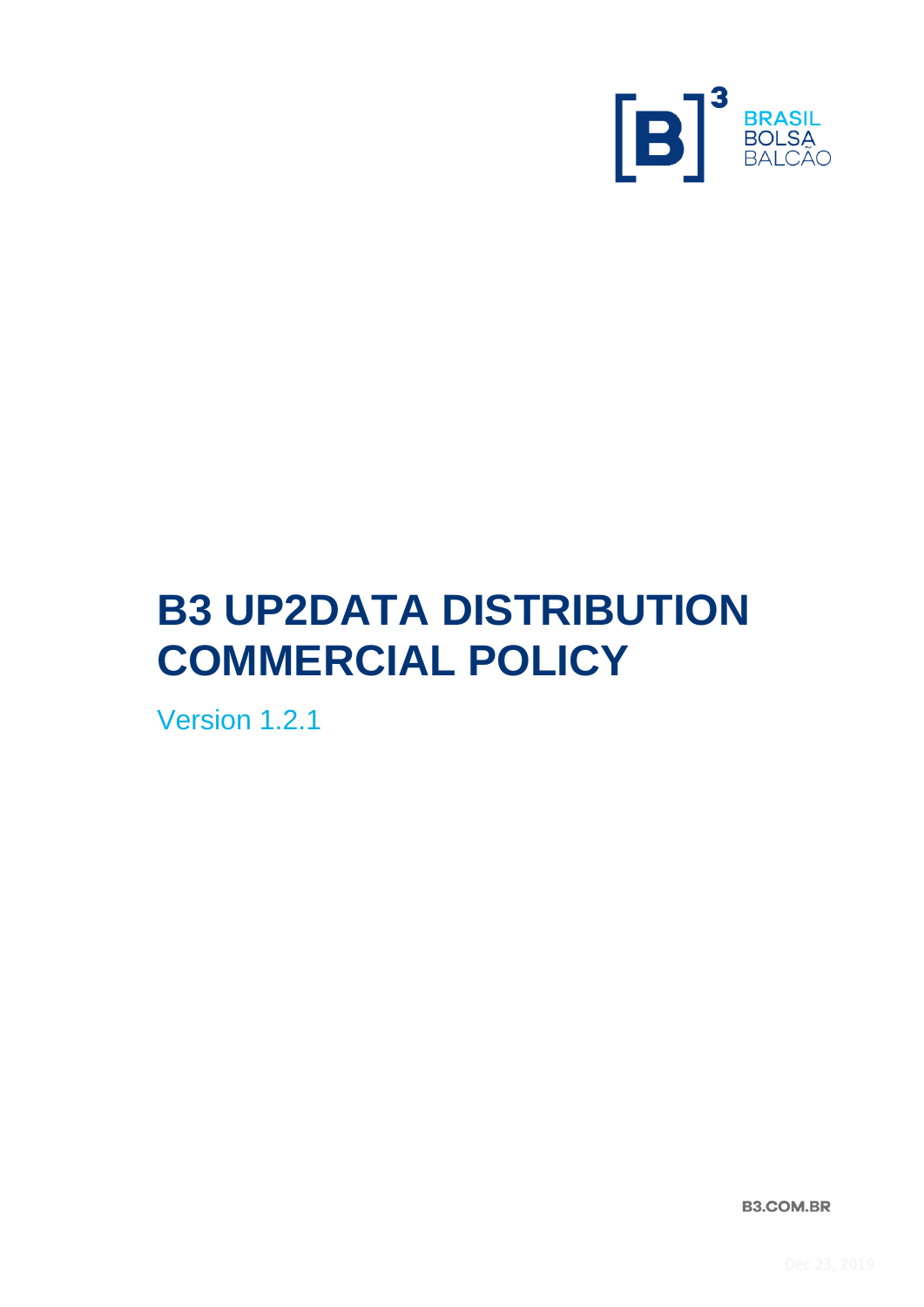# B3 UP2DATA DISTRIBUTION COMMERCIAL POLICY

Version 1.2.1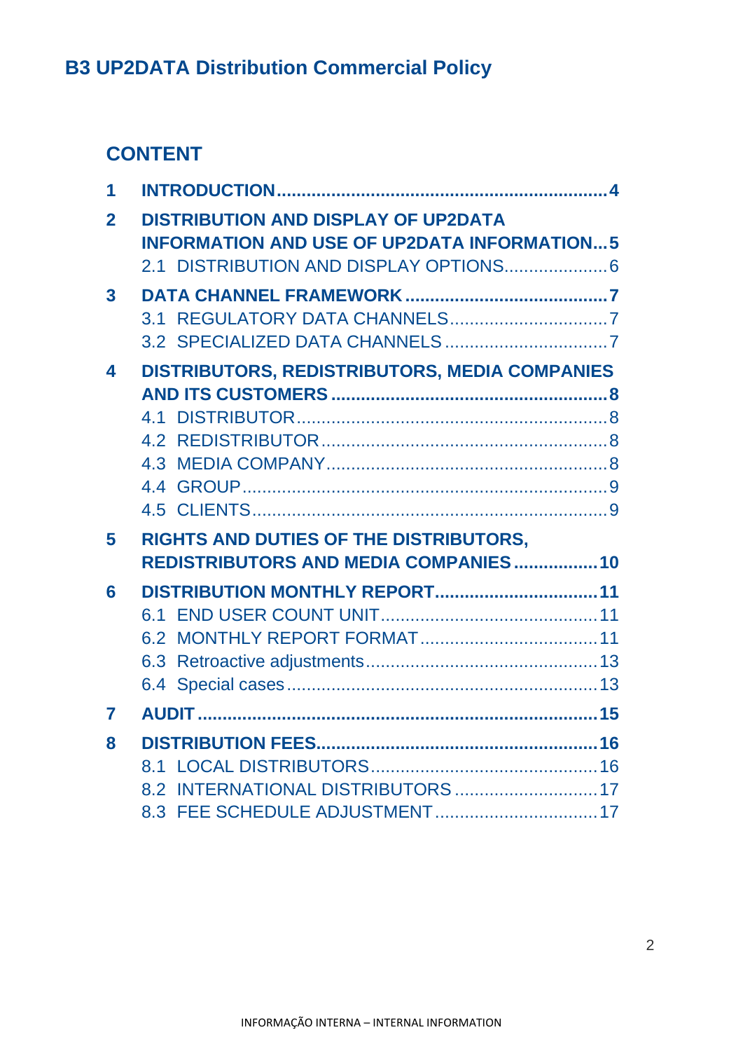# B3 UP2DATA Distribution Commercial Policy

## CONTENT

**1 INTRODUCTION ... 4**

**2 DISTRIBUTION AND DISPLAY OF UP2DATA INFORMATION AND USE OF UP2DATA INFORMATION ... 5**

- 2.1 DISTRIBUTION AND DISPLAY OPTIONS ... 6

**3 DATA CHANNEL FRAMEWORK ... 7**

- 3.1 REGULATORY DATA CHANNELS ... 7
- 3.2 SPECIALIZED DATA CHANNELS ... 7

**4 DISTRIBUTORS, REDISTRIBUTORS, MEDIA COMPANIES AND ITS CUSTOMERS ... 8**

- 4.1 DISTRIBUTOR ... 8
- 4.2 REDISTRIBUTOR ... 8
- 4.3 MEDIA COMPANY ... 8
- 4.4 GROUP ... 9
- 4.5 CLIENTS ... 9

**5 RIGHTS AND DUTIES OF THE DISTRIBUTORS, REDISTRIBUTORS AND MEDIA COMPANIES ... 10**

**6 DISTRIBUTION MONTHLY REPORT ... 11**

- 6.1 END USER COUNT UNIT ... 11
- 6.2 MONTHLY REPORT FORMAT ... 11
- 6.3 Retroactive adjustments ... 13
- 6.4 Special cases ... 13

**7 AUDIT ... 15**

**8 DISTRIBUTION FEES ... 16**

- 8.1 LOCAL DISTRIBUTORS ... 16
- 8.2 INTERNATIONAL DISTRIBUTORS ... 17
- 8.3 FEE SCHEDULE ADJUSTMENT ... 17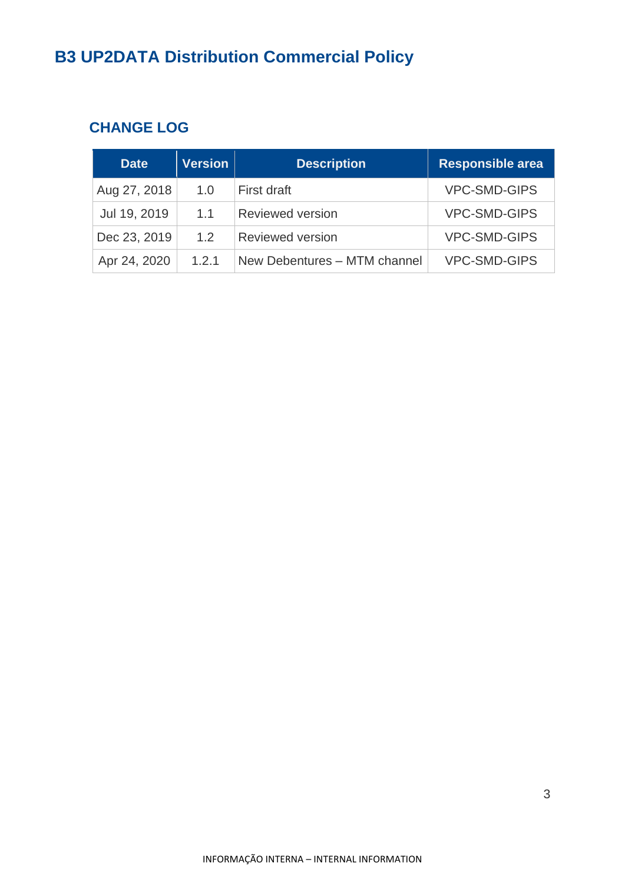# B3 UP2DATA Distribution Commercial Policy

## CHANGE LOG

| Date | Version | Description | Responsible area |
|---|---|---|---|
| Aug 27, 2018 | 1.0 | First draft | VPC-SMD-GIPS |
| Jul 19, 2019 | 1.1 | Reviewed version | VPC-SMD-GIPS |
| Dec 23, 2019 | 1.2 | Reviewed version | VPC-SMD-GIPS |
| Apr 24, 2020 | 1.2.1 | New Debentures – MTM channel | VPC-SMD-GIPS |

INFORMAÇÃO INTERNA – INTERNAL INFORMATION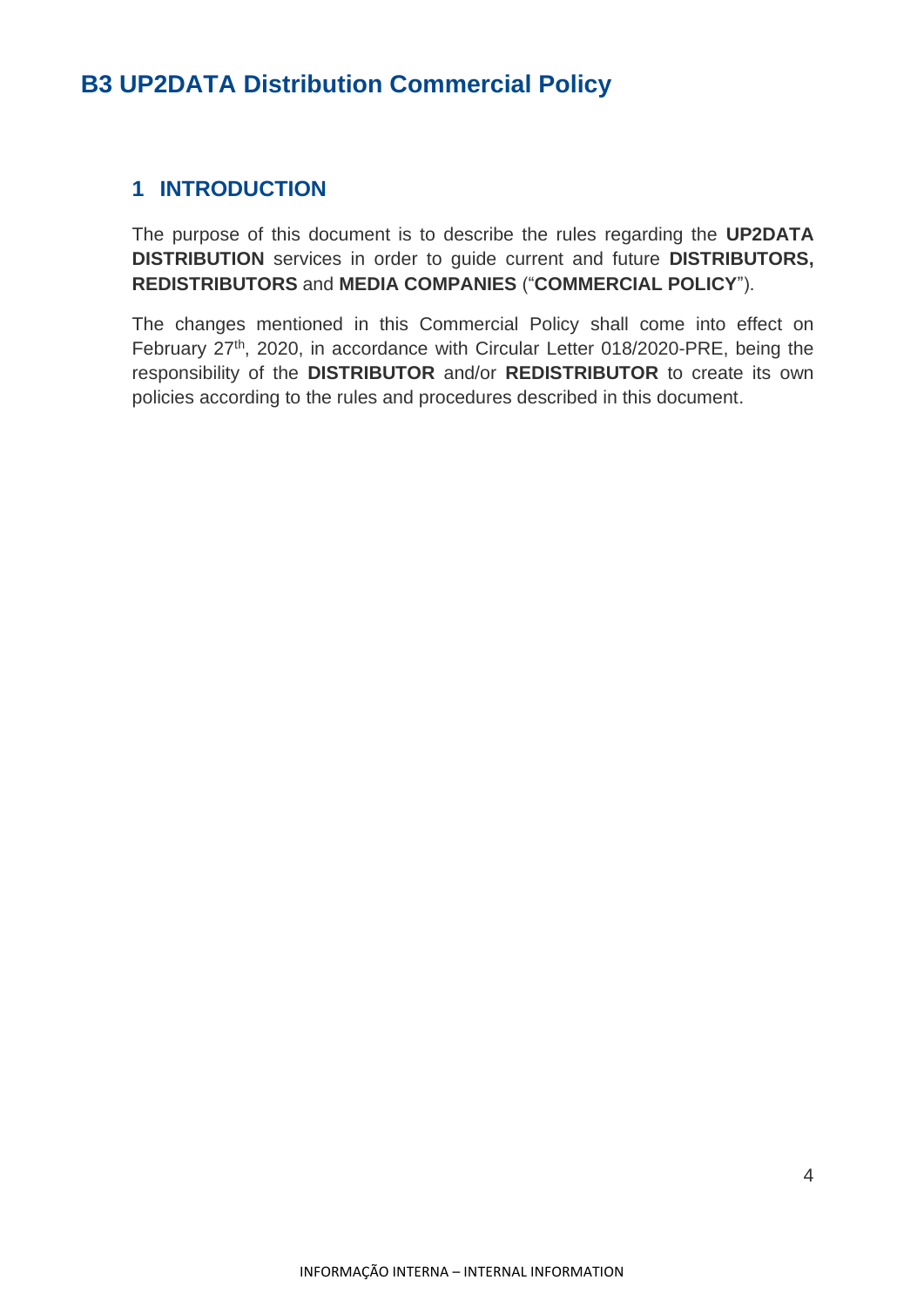# B3 UP2DATA Distribution Commercial Policy

## 1 INTRODUCTION

The purpose of this document is to describe the rules regarding the **UP2DATA DISTRIBUTION** services in order to guide current and future **DISTRIBUTORS, REDISTRIBUTORS** and **MEDIA COMPANIES** ("**COMMERCIAL POLICY**").

The changes mentioned in this Commercial Policy shall come into effect on February 27th, 2020, in accordance with Circular Letter 018/2020-PRE, being the responsibility of the **DISTRIBUTOR** and/or **REDISTRIBUTOR** to create its own policies according to the rules and procedures described in this document.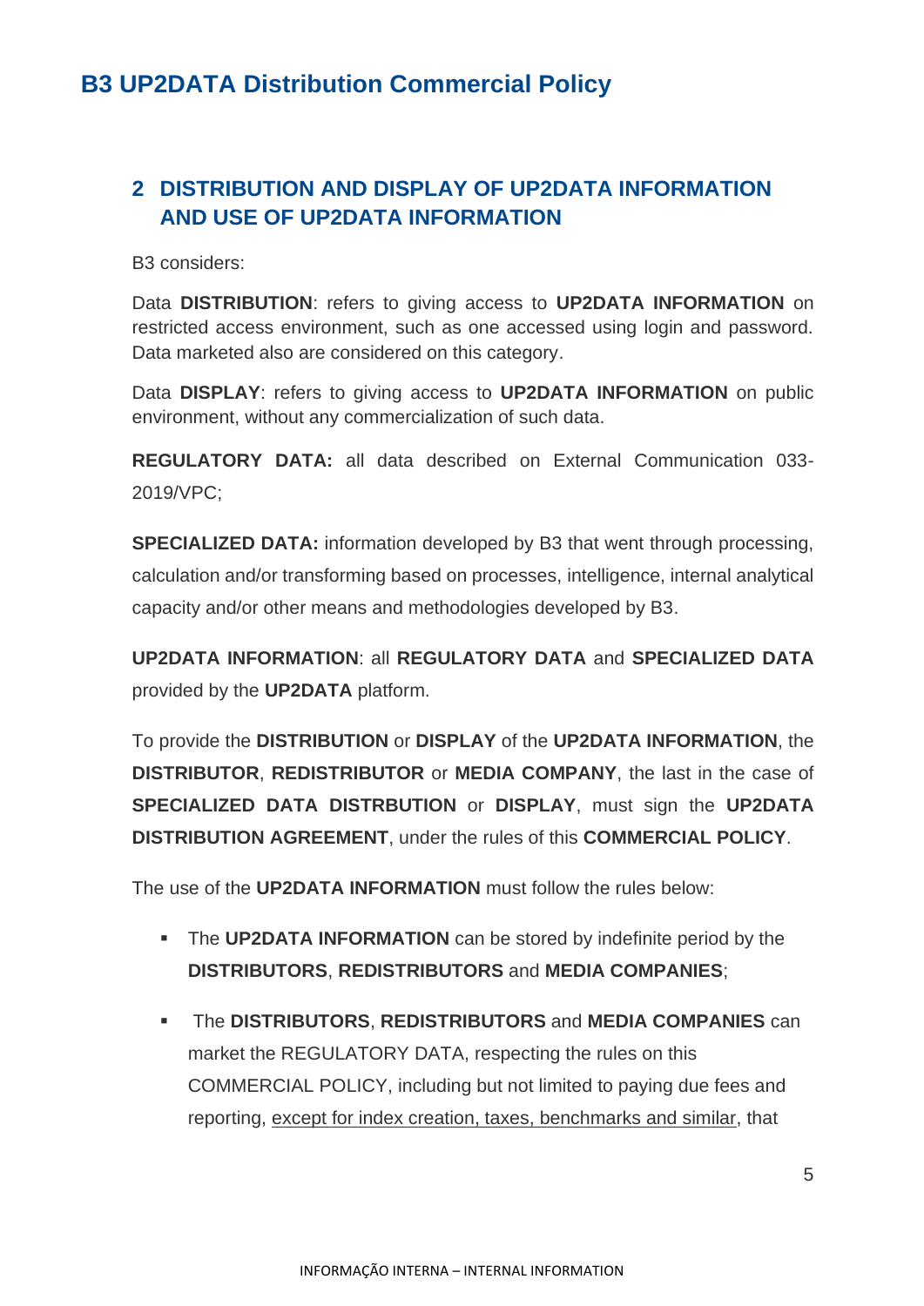# B3 UP2DATA Distribution Commercial Policy

## 2 DISTRIBUTION AND DISPLAY OF UP2DATA INFORMATION AND USE OF UP2DATA INFORMATION

B3 considers:

Data **DISTRIBUTION**: refers to giving access to **UP2DATA INFORMATION** on restricted access environment, such as one accessed using login and password. Data marketed also are considered on this category.

Data **DISPLAY**: refers to giving access to **UP2DATA INFORMATION** on public environment, without any commercialization of such data.

**REGULATORY DATA:** all data described on External Communication 033-2019/VPC;

**SPECIALIZED DATA:** information developed by B3 that went through processing, calculation and/or transforming based on processes, intelligence, internal analytical capacity and/or other means and methodologies developed by B3.

**UP2DATA INFORMATION**: all **REGULATORY DATA** and **SPECIALIZED DATA** provided by the **UP2DATA** platform.

To provide the **DISTRIBUTION** or **DISPLAY** of the **UP2DATA INFORMATION**, the **DISTRIBUTOR**, **REDISTRIBUTOR** or **MEDIA COMPANY**, the last in the case of **SPECIALIZED DATA DISTRBUTION** or **DISPLAY**, must sign the **UP2DATA DISTRIBUTION AGREEMENT**, under the rules of this **COMMERCIAL POLICY**.

The use of the **UP2DATA INFORMATION** must follow the rules below:

- The **UP2DATA INFORMATION** can be stored by indefinite period by the **DISTRIBUTORS**, **REDISTRIBUTORS** and **MEDIA COMPANIES**;
- The **DISTRIBUTORS**, **REDISTRIBUTORS** and **MEDIA COMPANIES** can market the REGULATORY DATA, respecting the rules on this COMMERCIAL POLICY, including but not limited to paying due fees and reporting, <u>except for index creation, taxes, benchmarks and similar</u>, that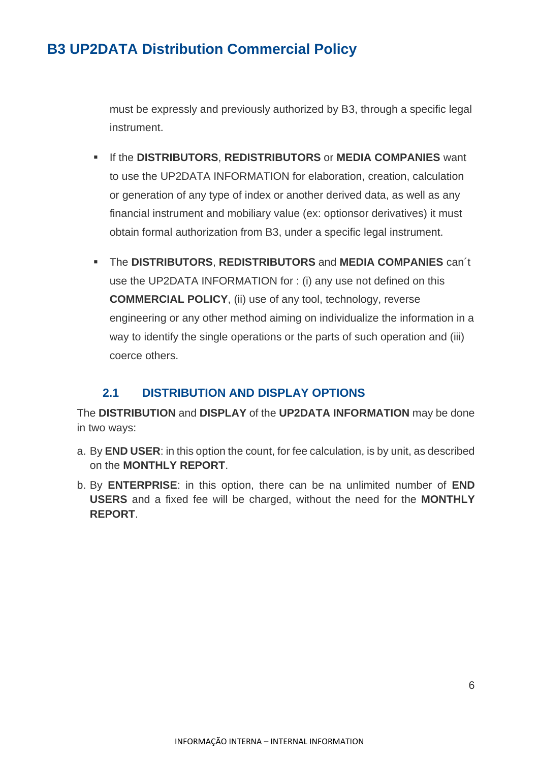must be expressly and previously authorized by B3, through a specific legal instrument.

- If the **DISTRIBUTORS**, **REDISTRIBUTORS** or **MEDIA COMPANIES** want to use the UP2DATA INFORMATION for elaboration, creation, calculation or generation of any type of index or another derived data, as well as any financial instrument and mobiliary value (ex: optionsor derivatives) it must obtain formal authorization from B3, under a specific legal instrument.

- The **DISTRIBUTORS**, **REDISTRIBUTORS** and **MEDIA COMPANIES** can´t use the UP2DATA INFORMATION for : (i) any use not defined on this **COMMERCIAL POLICY**, (ii) use of any tool, technology, reverse engineering or any other method aiming on individualize the information in a way to identify the single operations or the parts of such operation and (iii) coerce others.

## 2.1 DISTRIBUTION AND DISPLAY OPTIONS

The **DISTRIBUTION** and **DISPLAY** of the **UP2DATA INFORMATION** may be done in two ways:

a. By **END USER**: in this option the count, for fee calculation, is by unit, as described on the **MONTHLY REPORT**.

b. By **ENTERPRISE**: in this option, there can be na unlimited number of **END USERS** and a fixed fee will be charged, without the need for the **MONTHLY REPORT**.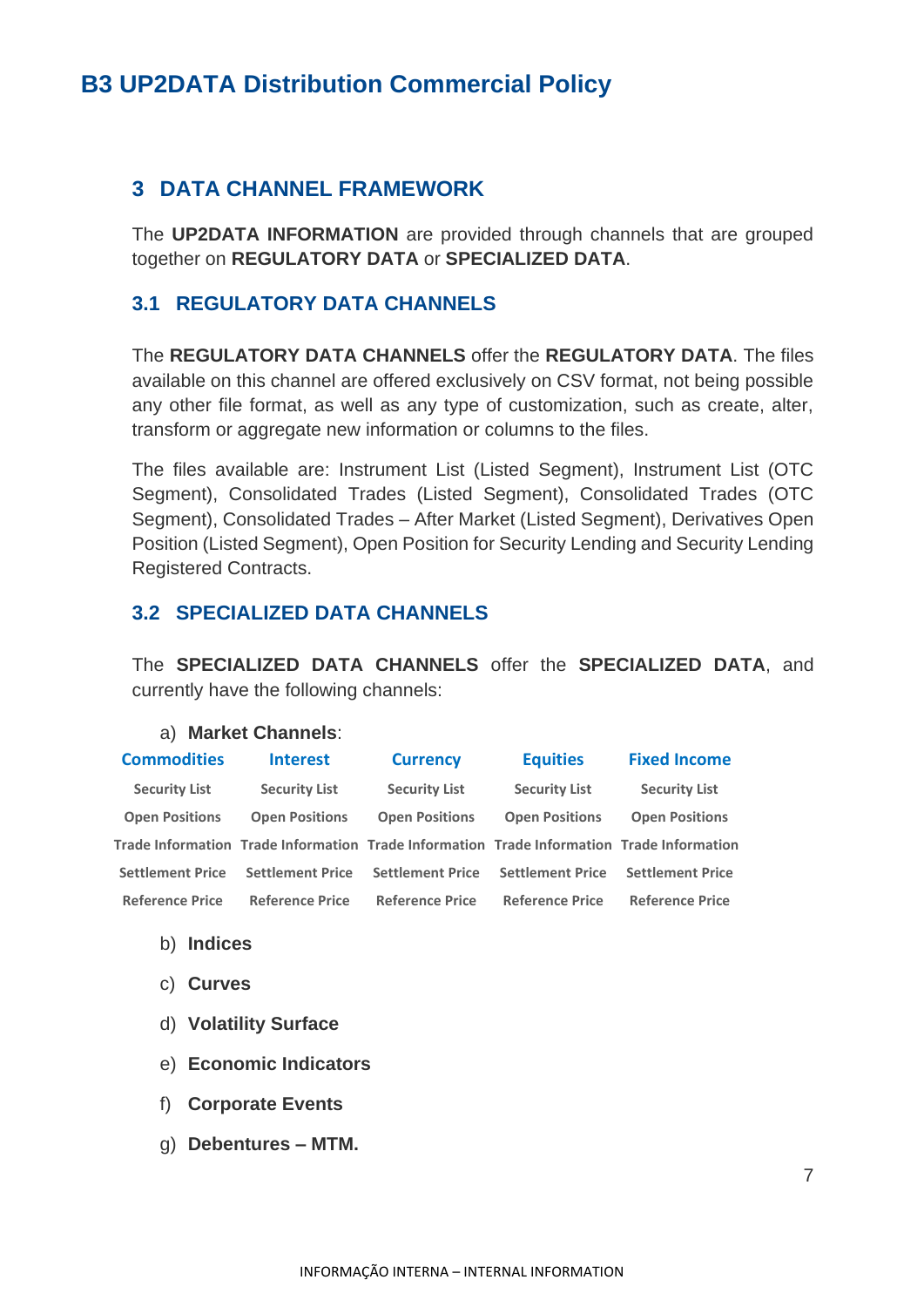## 3 DATA CHANNEL FRAMEWORK

The **UP2DATA INFORMATION** are provided through channels that are grouped together on **REGULATORY DATA** or **SPECIALIZED DATA**.

### 3.1 REGULATORY DATA CHANNELS

The **REGULATORY DATA CHANNELS** offer the **REGULATORY DATA**. The files available on this channel are offered exclusively on CSV format, not being possible any other file format, as well as any type of customization, such as create, alter, transform or aggregate new information or columns to the files.

The files available are: Instrument List (Listed Segment), Instrument List (OTC Segment), Consolidated Trades (Listed Segment), Consolidated Trades (OTC Segment), Consolidated Trades – After Market (Listed Segment), Derivatives Open Position (Listed Segment), Open Position for Security Lending and Security Lending Registered Contracts.

### 3.2 SPECIALIZED DATA CHANNELS

The **SPECIALIZED DATA CHANNELS** offer the **SPECIALIZED DATA**, and currently have the following channels:

a) **Market Channels**:

| Commodities | Interest | Currency | Equities | Fixed Income |
|---|---|---|---|---|
| Security List | Security List | Security List | Security List | Security List |
| Open Positions | Open Positions | Open Positions | Open Positions | Open Positions |
| Trade Information | Trade Information | Trade Information | Trade Information | Trade Information |
| Settlement Price | Settlement Price | Settlement Price | Settlement Price | Settlement Price |
| Reference Price | Reference Price | Reference Price | Reference Price | Reference Price |

b) **Indices**

c) **Curves**

d) **Volatility Surface**

e) **Economic Indicators**

f) **Corporate Events**

g) **Debentures – MTM.**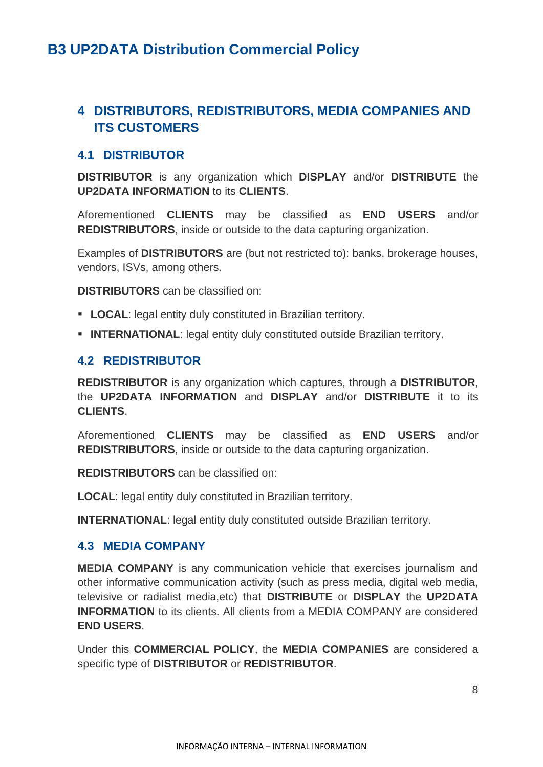# 4 DISTRIBUTORS, REDISTRIBUTORS, MEDIA COMPANIES AND ITS CUSTOMERS

## 4.1 DISTRIBUTOR

**DISTRIBUTOR** is any organization which **DISPLAY** and/or **DISTRIBUTE** the **UP2DATA INFORMATION** to its **CLIENTS**.

Aforementioned **CLIENTS** may be classified as **END USERS** and/or **REDISTRIBUTORS**, inside or outside to the data capturing organization.

Examples of **DISTRIBUTORS** are (but not restricted to): banks, brokerage houses, vendors, ISVs, among others.

**DISTRIBUTORS** can be classified on:

- **LOCAL**: legal entity duly constituted in Brazilian territory.
- **INTERNATIONAL**: legal entity duly constituted outside Brazilian territory.

## 4.2 REDISTRIBUTOR

**REDISTRIBUTOR** is any organization which captures, through a **DISTRIBUTOR**, the **UP2DATA INFORMATION** and **DISPLAY** and/or **DISTRIBUTE** it to its **CLIENTS**.

Aforementioned **CLIENTS** may be classified as **END USERS** and/or **REDISTRIBUTORS**, inside or outside to the data capturing organization.

**REDISTRIBUTORS** can be classified on:

**LOCAL**: legal entity duly constituted in Brazilian territory.

**INTERNATIONAL**: legal entity duly constituted outside Brazilian territory.

## 4.3 MEDIA COMPANY

**MEDIA COMPANY** is any communication vehicle that exercises journalism and other informative communication activity (such as press media, digital web media, televisive or radialist media,etc) that **DISTRIBUTE** or **DISPLAY** the **UP2DATA INFORMATION** to its clients. All clients from a MEDIA COMPANY are considered **END USERS**.

Under this **COMMERCIAL POLICY**, the **MEDIA COMPANIES** are considered a specific type of **DISTRIBUTOR** or **REDISTRIBUTOR**.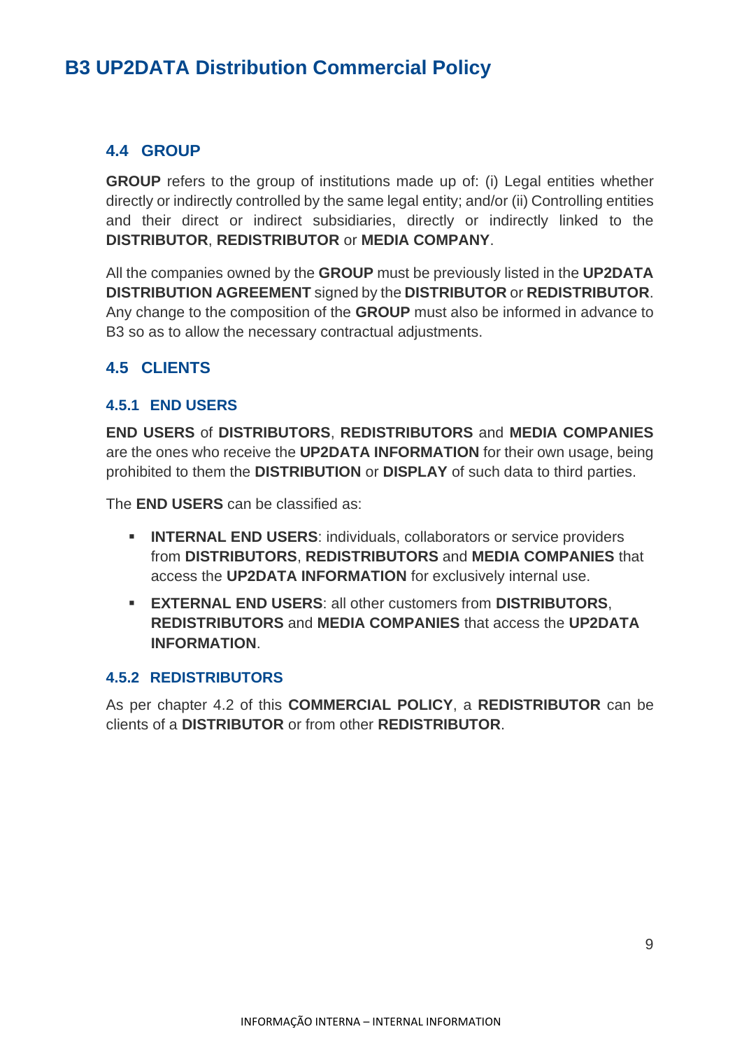### 4.4 GROUP

**GROUP** refers to the group of institutions made up of: (i) Legal entities whether directly or indirectly controlled by the same legal entity; and/or (ii) Controlling entities and their direct or indirect subsidiaries, directly or indirectly linked to the **DISTRIBUTOR**, **REDISTRIBUTOR** or **MEDIA COMPANY**.

All the companies owned by the **GROUP** must be previously listed in the **UP2DATA DISTRIBUTION AGREEMENT** signed by the **DISTRIBUTOR** or **REDISTRIBUTOR**. Any change to the composition of the **GROUP** must also be informed in advance to B3 so as to allow the necessary contractual adjustments.

### 4.5 CLIENTS

#### 4.5.1 END USERS

**END USERS** of **DISTRIBUTORS**, **REDISTRIBUTORS** and **MEDIA COMPANIES** are the ones who receive the **UP2DATA INFORMATION** for their own usage, being prohibited to them the **DISTRIBUTION** or **DISPLAY** of such data to third parties.

The **END USERS** can be classified as:

- **INTERNAL END USERS**: individuals, collaborators or service providers from **DISTRIBUTORS**, **REDISTRIBUTORS** and **MEDIA COMPANIES** that access the **UP2DATA INFORMATION** for exclusively internal use.
- **EXTERNAL END USERS**: all other customers from **DISTRIBUTORS**, **REDISTRIBUTORS** and **MEDIA COMPANIES** that access the **UP2DATA INFORMATION**.

#### 4.5.2 REDISTRIBUTORS

As per chapter 4.2 of this **COMMERCIAL POLICY**, a **REDISTRIBUTOR** can be clients of a **DISTRIBUTOR** or from other **REDISTRIBUTOR**.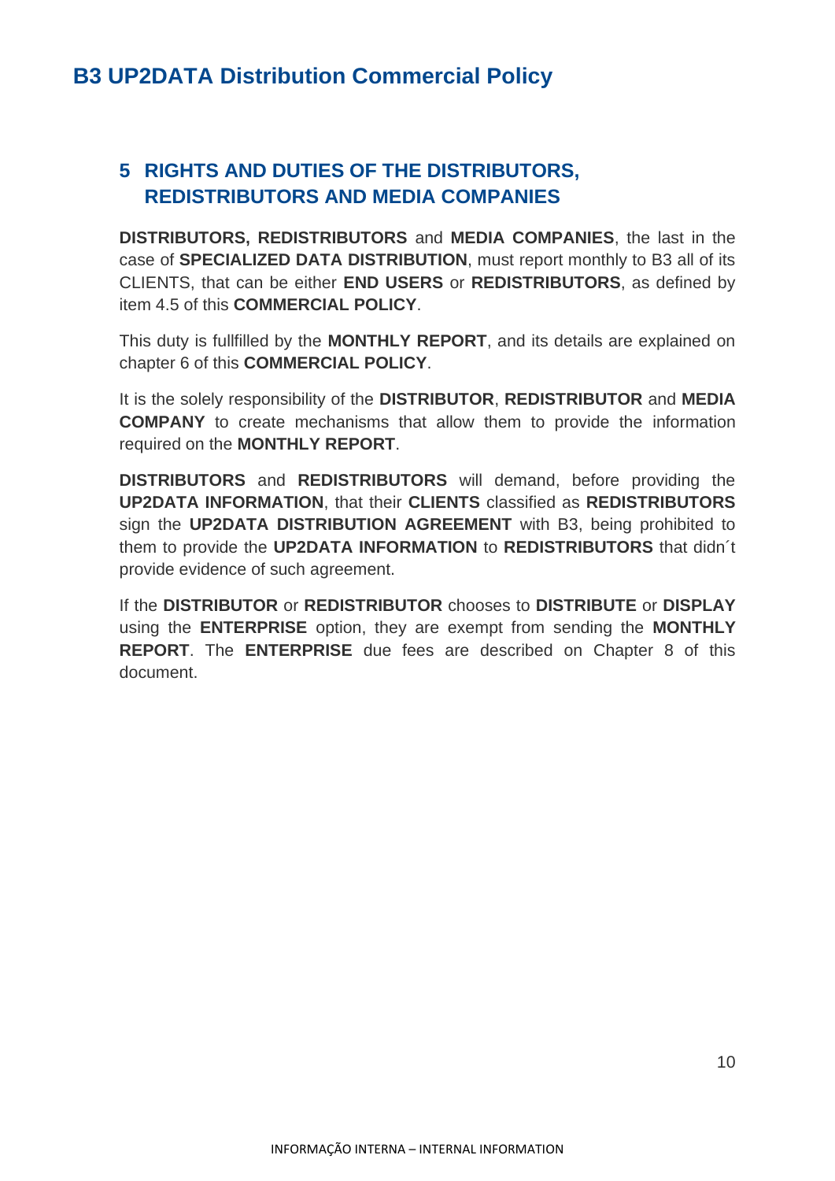## 5 RIGHTS AND DUTIES OF THE DISTRIBUTORS, REDISTRIBUTORS AND MEDIA COMPANIES

**DISTRIBUTORS, REDISTRIBUTORS** and **MEDIA COMPANIES**, the last in the case of **SPECIALIZED DATA DISTRIBUTION**, must report monthly to B3 all of its CLIENTS, that can be either **END USERS** or **REDISTRIBUTORS**, as defined by item 4.5 of this **COMMERCIAL POLICY**.

This duty is fullfilled by the **MONTHLY REPORT**, and its details are explained on chapter 6 of this **COMMERCIAL POLICY**.

It is the solely responsibility of the **DISTRIBUTOR**, **REDISTRIBUTOR** and **MEDIA COMPANY** to create mechanisms that allow them to provide the information required on the **MONTHLY REPORT**.

**DISTRIBUTORS** and **REDISTRIBUTORS** will demand, before providing the **UP2DATA INFORMATION**, that their **CLIENTS** classified as **REDISTRIBUTORS** sign the **UP2DATA DISTRIBUTION AGREEMENT** with B3, being prohibited to them to provide the **UP2DATA INFORMATION** to **REDISTRIBUTORS** that didn´t provide evidence of such agreement.

If the **DISTRIBUTOR** or **REDISTRIBUTOR** chooses to **DISTRIBUTE** or **DISPLAY** using the **ENTERPRISE** option, they are exempt from sending the **MONTHLY REPORT**. The **ENTERPRISE** due fees are described on Chapter 8 of this document.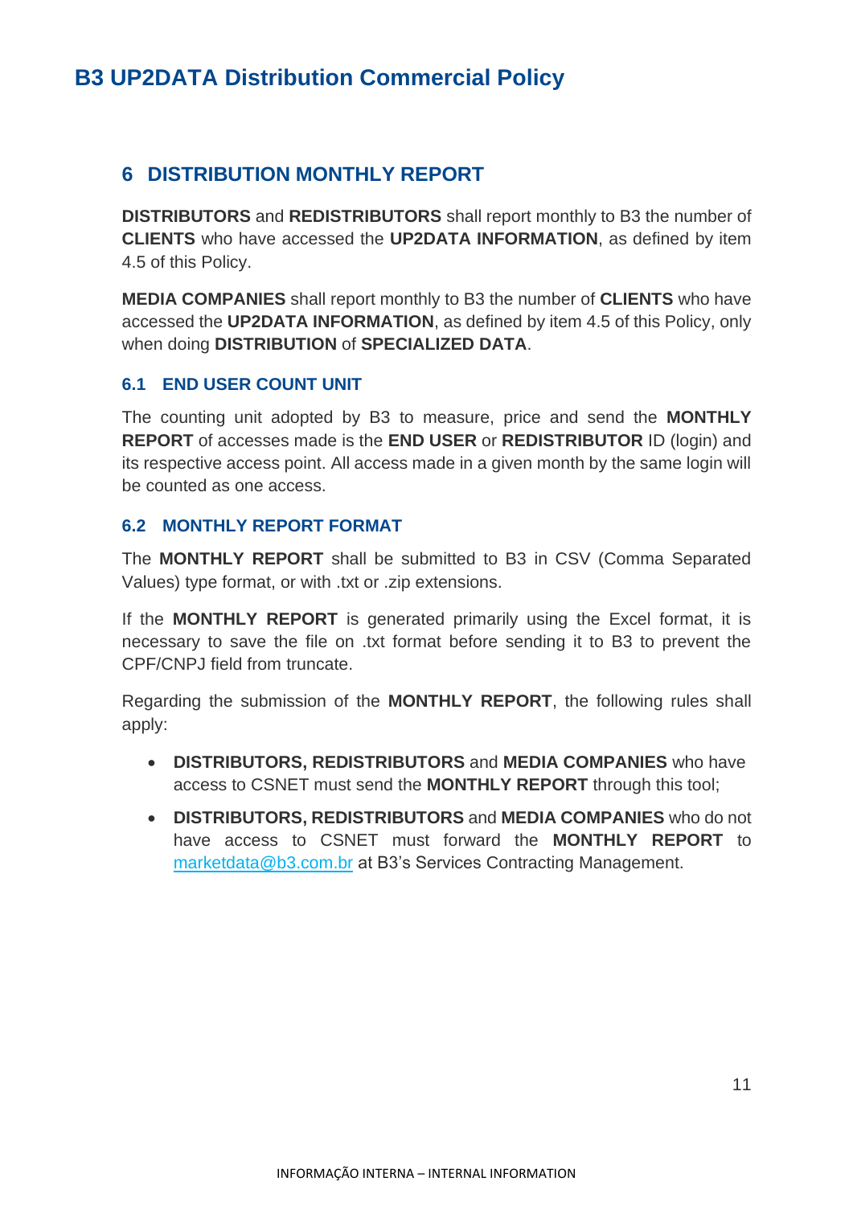## 6 DISTRIBUTION MONTHLY REPORT

**DISTRIBUTORS** and **REDISTRIBUTORS** shall report monthly to B3 the number of **CLIENTS** who have accessed the **UP2DATA INFORMATION**, as defined by item 4.5 of this Policy.

**MEDIA COMPANIES** shall report monthly to B3 the number of **CLIENTS** who have accessed the **UP2DATA INFORMATION**, as defined by item 4.5 of this Policy, only when doing **DISTRIBUTION** of **SPECIALIZED DATA**.

### 6.1 END USER COUNT UNIT

The counting unit adopted by B3 to measure, price and send the **MONTHLY REPORT** of accesses made is the **END USER** or **REDISTRIBUTOR** ID (login) and its respective access point. All access made in a given month by the same login will be counted as one access.

### 6.2 MONTHLY REPORT FORMAT

The **MONTHLY REPORT** shall be submitted to B3 in CSV (Comma Separated Values) type format, or with .txt or .zip extensions.

If the **MONTHLY REPORT** is generated primarily using the Excel format, it is necessary to save the file on .txt format before sending it to B3 to prevent the CPF/CNPJ field from truncate.

Regarding the submission of the **MONTHLY REPORT**, the following rules shall apply:

- **DISTRIBUTORS, REDISTRIBUTORS** and **MEDIA COMPANIES** who have access to CSNET must send the **MONTHLY REPORT** through this tool;
- **DISTRIBUTORS, REDISTRIBUTORS** and **MEDIA COMPANIES** who do not have access to CSNET must forward the **MONTHLY REPORT** to marketdata@b3.com.br at B3's Services Contracting Management.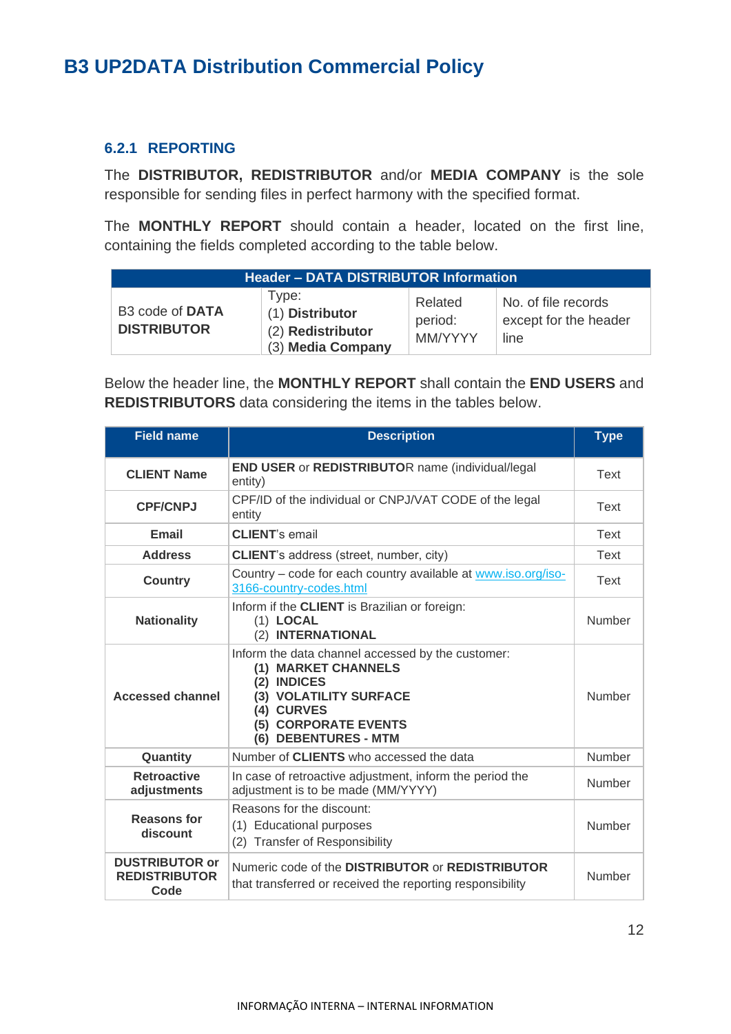# B3 UP2DATA Distribution Commercial Policy

### 6.2.1 REPORTING

The **DISTRIBUTOR, REDISTRIBUTOR** and/or **MEDIA COMPANY** is the sole responsible for sending files in perfect harmony with the specified format.

The **MONTHLY REPORT** should contain a header, located on the first line, containing the fields completed according to the table below.

| Header – DATA DISTRIBUTOR Information | | | |
|---|---|---|---|
| B3 code of **DATA DISTRIBUTOR** | Type:<br>(1) **Distributor**<br>(2) **Redistributor**<br>(3) **Media Company** | Related period: MM/YYYY | No. of file records except for the header line |

Below the header line, the **MONTHLY REPORT** shall contain the **END USERS** and **REDISTRIBUTORS** data considering the items in the tables below.

| Field name | Description | Type |
|---|---|---|
| **CLIENT Name** | **END USER** or **REDISTRIBUTOR** name (individual/legal entity) | Text |
| **CPF/CNPJ** | CPF/ID of the individual or CNPJ/VAT CODE of the legal entity | Text |
| **Email** | **CLIENT**'s email | Text |
| **Address** | **CLIENT**'s address (street, number, city) | Text |
| **Country** | Country – code for each country available at [www.iso.org/iso-3166-country-codes.html](www.iso.org/iso-3166-country-codes.html) | Text |
| **Nationality** | Inform if the **CLIENT** is Brazilian or foreign:<br>(1) **LOCAL**<br>(2) **INTERNATIONAL** | Number |
| **Accessed channel** | Inform the data channel accessed by the customer:<br>**(1) MARKET CHANNELS**<br>**(2) INDICES**<br>**(3) VOLATILITY SURFACE**<br>**(4) CURVES**<br>**(5) CORPORATE EVENTS**<br>**(6) DEBENTURES - MTM** | Number |
| **Quantity** | Number of **CLIENTS** who accessed the data | Number |
| **Retroactive adjustments** | In case of retroactive adjustment, inform the period the adjustment is to be made (MM/YYYY) | Number |
| **Reasons for discount** | Reasons for the discount:<br>(1) Educational purposes<br>(2) Transfer of Responsibility | Number |
| **DUSTRIBUTOR or REDISTRIBUTOR Code** | Numeric code of the **DISTRIBUTOR** or **REDISTRIBUTOR** that transferred or received the reporting responsibility | Number |

INFORMAÇÃO INTERNA – INTERNAL INFORMATION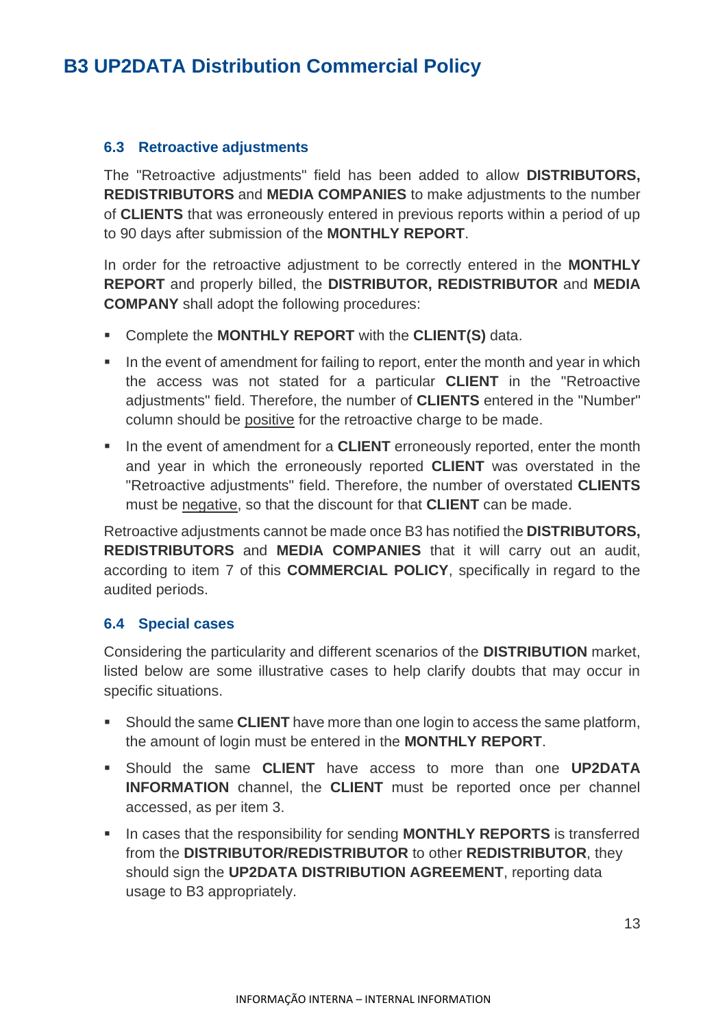### 6.3 Retroactive adjustments

The "Retroactive adjustments" field has been added to allow **DISTRIBUTORS, REDISTRIBUTORS** and **MEDIA COMPANIES** to make adjustments to the number of **CLIENTS** that was erroneously entered in previous reports within a period of up to 90 days after submission of the **MONTHLY REPORT**.

In order for the retroactive adjustment to be correctly entered in the **MONTHLY REPORT** and properly billed, the **DISTRIBUTOR, REDISTRIBUTOR** and **MEDIA COMPANY** shall adopt the following procedures:

- Complete the **MONTHLY REPORT** with the **CLIENT(S)** data.
- In the event of amendment for failing to report, enter the month and year in which the access was not stated for a particular **CLIENT** in the "Retroactive adjustments" field. Therefore, the number of **CLIENTS** entered in the "Number" column should be positive for the retroactive charge to be made.
- In the event of amendment for a **CLIENT** erroneously reported, enter the month and year in which the erroneously reported **CLIENT** was overstated in the "Retroactive adjustments" field. Therefore, the number of overstated **CLIENTS** must be negative, so that the discount for that **CLIENT** can be made.

Retroactive adjustments cannot be made once B3 has notified the **DISTRIBUTORS, REDISTRIBUTORS** and **MEDIA COMPANIES** that it will carry out an audit, according to item 7 of this **COMMERCIAL POLICY**, specifically in regard to the audited periods.

### 6.4 Special cases

Considering the particularity and different scenarios of the **DISTRIBUTION** market, listed below are some illustrative cases to help clarify doubts that may occur in specific situations.

- Should the same **CLIENT** have more than one login to access the same platform, the amount of login must be entered in the **MONTHLY REPORT**.
- Should the same **CLIENT** have access to more than one **UP2DATA INFORMATION** channel, the **CLIENT** must be reported once per channel accessed, as per item 3.
- In cases that the responsibility for sending **MONTHLY REPORTS** is transferred from the **DISTRIBUTOR/REDISTRIBUTOR** to other **REDISTRIBUTOR**, they should sign the **UP2DATA DISTRIBUTION AGREEMENT**, reporting data usage to B3 appropriately.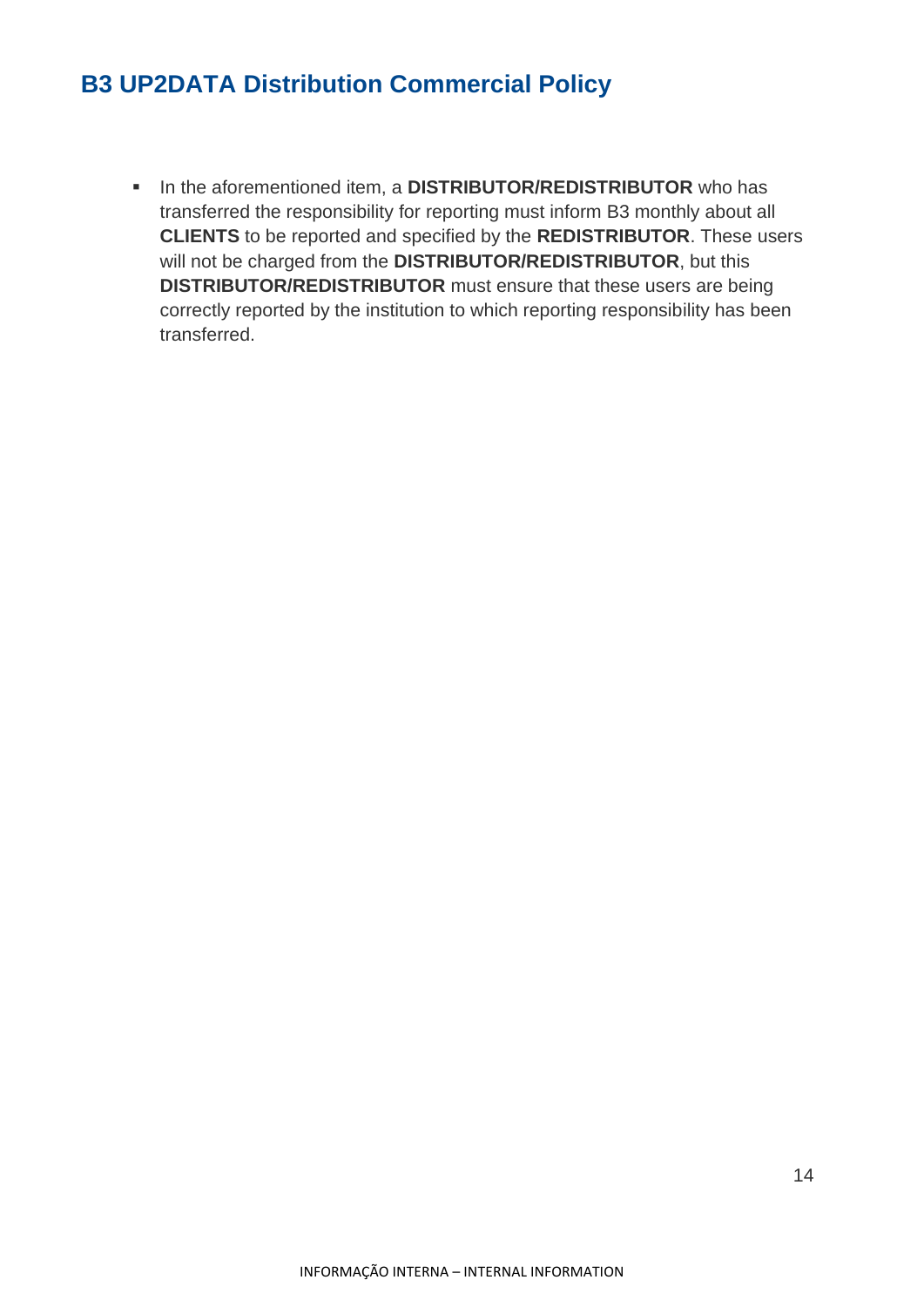- In the aforementioned item, a **DISTRIBUTOR/REDISTRIBUTOR** who has transferred the responsibility for reporting must inform B3 monthly about all **CLIENTS** to be reported and specified by the **REDISTRIBUTOR**. These users will not be charged from the **DISTRIBUTOR/REDISTRIBUTOR**, but this **DISTRIBUTOR/REDISTRIBUTOR** must ensure that these users are being correctly reported by the institution to which reporting responsibility has been transferred.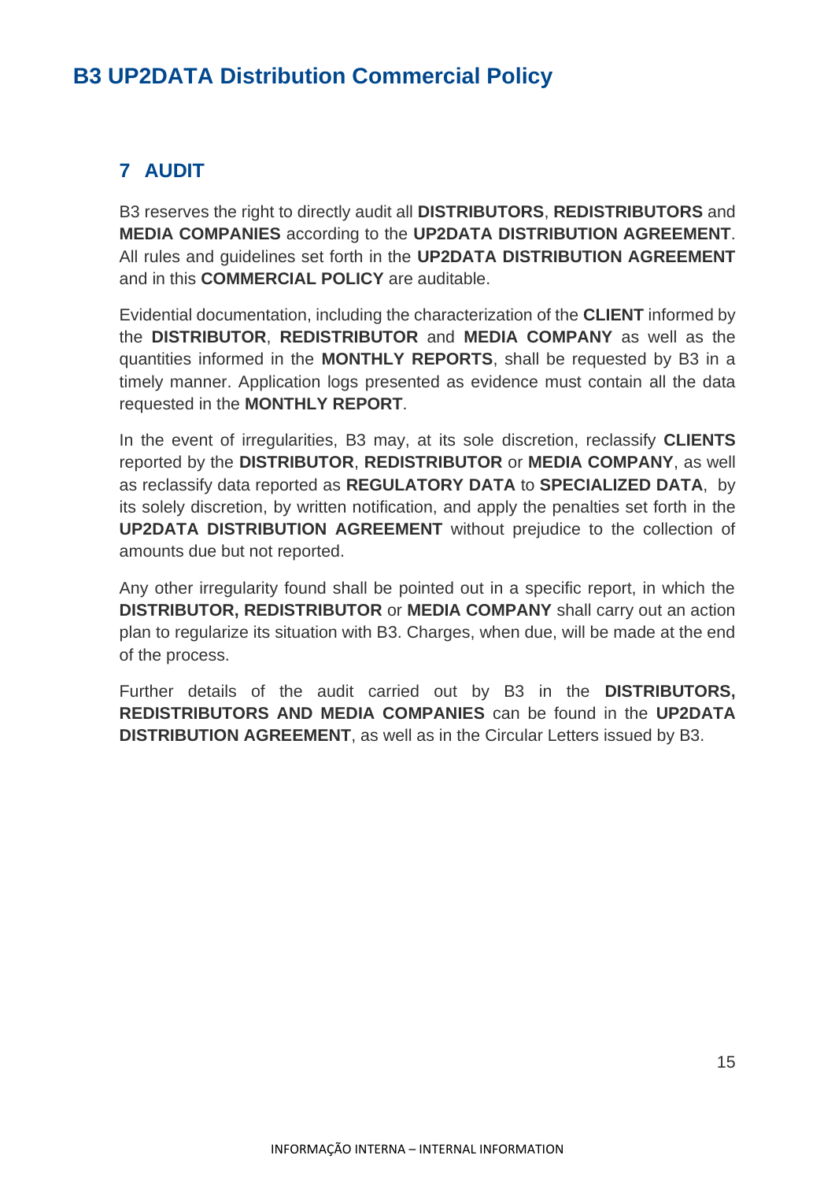## 7 AUDIT

B3 reserves the right to directly audit all **DISTRIBUTORS**, **REDISTRIBUTORS** and **MEDIA COMPANIES** according to the **UP2DATA DISTRIBUTION AGREEMENT**. All rules and guidelines set forth in the **UP2DATA DISTRIBUTION AGREEMENT** and in this **COMMERCIAL POLICY** are auditable.

Evidential documentation, including the characterization of the **CLIENT** informed by the **DISTRIBUTOR**, **REDISTRIBUTOR** and **MEDIA COMPANY** as well as the quantities informed in the **MONTHLY REPORTS**, shall be requested by B3 in a timely manner. Application logs presented as evidence must contain all the data requested in the **MONTHLY REPORT**.

In the event of irregularities, B3 may, at its sole discretion, reclassify **CLIENTS** reported by the **DISTRIBUTOR**, **REDISTRIBUTOR** or **MEDIA COMPANY**, as well as reclassify data reported as **REGULATORY DATA** to **SPECIALIZED DATA**, by its solely discretion, by written notification, and apply the penalties set forth in the **UP2DATA DISTRIBUTION AGREEMENT** without prejudice to the collection of amounts due but not reported.

Any other irregularity found shall be pointed out in a specific report, in which the **DISTRIBUTOR, REDISTRIBUTOR** or **MEDIA COMPANY** shall carry out an action plan to regularize its situation with B3. Charges, when due, will be made at the end of the process.

Further details of the audit carried out by B3 in the **DISTRIBUTORS, REDISTRIBUTORS AND MEDIA COMPANIES** can be found in the **UP2DATA DISTRIBUTION AGREEMENT**, as well as in the Circular Letters issued by B3.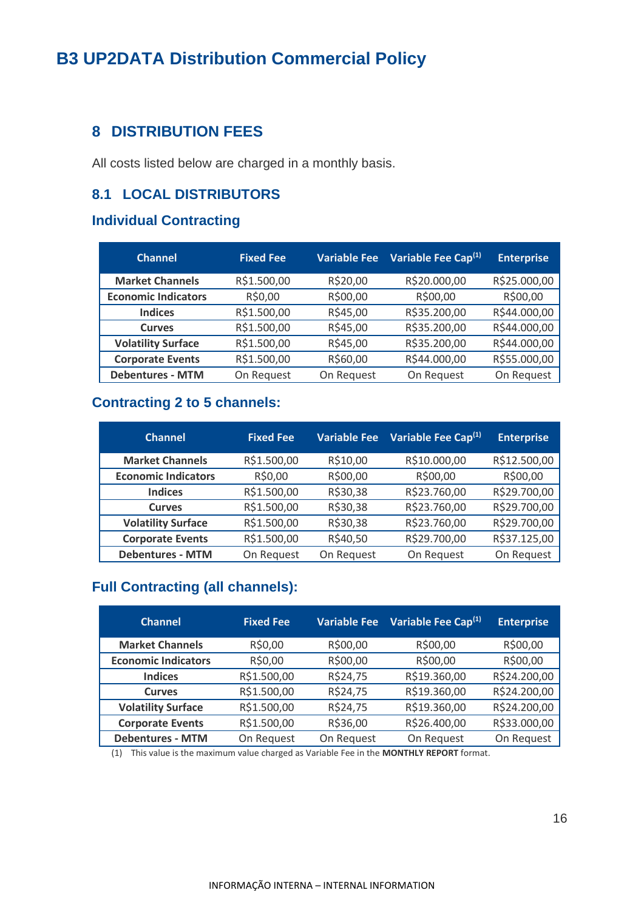# B3 UP2DATA Distribution Commercial Policy

## 8 DISTRIBUTION FEES

All costs listed below are charged in a monthly basis.

### 8.1 LOCAL DISTRIBUTORS

#### Individual Contracting

| Channel | Fixed Fee | Variable Fee | Variable Fee Cap[1] | Enterprise |
|---|---|---|---|---|
| **Market Channels** | R$1.500,00 | R$20,00 | R$20.000,00 | R$25.000,00 |
| **Economic Indicators** | R$0,00 | R$00,00 | R$00,00 | R$00,00 |
| **Indices** | R$1.500,00 | R$45,00 | R$35.200,00 | R$44.000,00 |
| **Curves** | R$1.500,00 | R$45,00 | R$35.200,00 | R$44.000,00 |
| **Volatility Surface** | R$1.500,00 | R$45,00 | R$35.200,00 | R$44.000,00 |
| **Corporate Events** | R$1.500,00 | R$60,00 | R$44.000,00 | R$55.000,00 |
| **Debentures - MTM** | On Request | On Request | On Request | On Request |

#### Contracting 2 to 5 channels:

| Channel | Fixed Fee | Variable Fee | Variable Fee Cap[1] | Enterprise |
|---|---|---|---|---|
| **Market Channels** | R$1.500,00 | R$10,00 | R$10.000,00 | R$12.500,00 |
| **Economic Indicators** | R$0,00 | R$00,00 | R$00,00 | R$00,00 |
| **Indices** | R$1.500,00 | R$30,38 | R$23.760,00 | R$29.700,00 |
| **Curves** | R$1.500,00 | R$30,38 | R$23.760,00 | R$29.700,00 |
| **Volatility Surface** | R$1.500,00 | R$30,38 | R$23.760,00 | R$29.700,00 |
| **Corporate Events** | R$1.500,00 | R$40,50 | R$29.700,00 | R$37.125,00 |
| **Debentures - MTM** | On Request | On Request | On Request | On Request |

#### Full Contracting (all channels):

| Channel | Fixed Fee | Variable Fee | Variable Fee Cap[1] | Enterprise |
|---|---|---|---|---|
| **Market Channels** | R$0,00 | R$00,00 | R$00,00 | R$00,00 |
| **Economic Indicators** | R$0,00 | R$00,00 | R$00,00 | R$00,00 |
| **Indices** | R$1.500,00 | R$24,75 | R$19.360,00 | R$24.200,00 |
| **Curves** | R$1.500,00 | R$24,75 | R$19.360,00 | R$24.200,00 |
| **Volatility Surface** | R$1.500,00 | R$24,75 | R$19.360,00 | R$24.200,00 |
| **Corporate Events** | R$1.500,00 | R$36,00 | R$26.400,00 | R$33.000,00 |
| **Debentures - MTM** | On Request | On Request | On Request | On Request |

(1) This value is the maximum value charged as Variable Fee in the **MONTHLY REPORT** format.

INFORMAÇÃO INTERNA – INTERNAL INFORMATION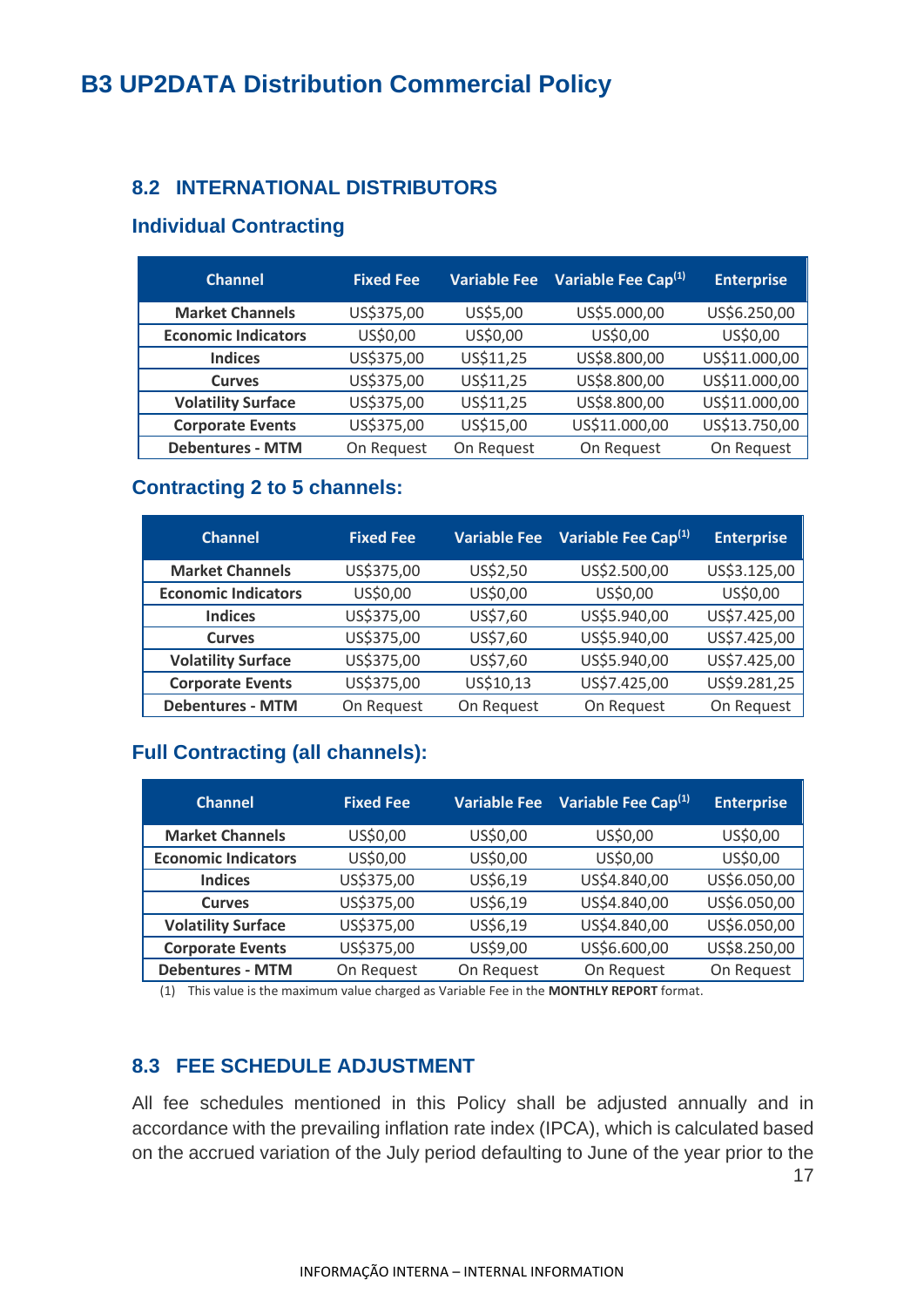# B3 UP2DATA Distribution Commercial Policy

## 8.2 INTERNATIONAL DISTRIBUTORS

### Individual Contracting

| Channel | Fixed Fee | Variable Fee | Variable Fee Cap(1) | Enterprise |
|---|---|---|---|---|
| **Market Channels** | US$375,00 | US$5,00 | US$5.000,00 | US$6.250,00 |
| **Economic Indicators** | US$0,00 | US$0,00 | US$0,00 | US$0,00 |
| **Indices** | US$375,00 | US$11,25 | US$8.800,00 | US$11.000,00 |
| **Curves** | US$375,00 | US$11,25 | US$8.800,00 | US$11.000,00 |
| **Volatility Surface** | US$375,00 | US$11,25 | US$8.800,00 | US$11.000,00 |
| **Corporate Events** | US$375,00 | US$15,00 | US$11.000,00 | US$13.750,00 |
| **Debentures - MTM** | On Request | On Request | On Request | On Request |

### Contracting 2 to 5 channels:

| Channel | Fixed Fee | Variable Fee | Variable Fee Cap(1) | Enterprise |
|---|---|---|---|---|
| **Market Channels** | US$375,00 | US$2,50 | US$2.500,00 | US$3.125,00 |
| **Economic Indicators** | US$0,00 | US$0,00 | US$0,00 | US$0,00 |
| **Indices** | US$375,00 | US$7,60 | US$5.940,00 | US$7.425,00 |
| **Curves** | US$375,00 | US$7,60 | US$5.940,00 | US$7.425,00 |
| **Volatility Surface** | US$375,00 | US$7,60 | US$5.940,00 | US$7.425,00 |
| **Corporate Events** | US$375,00 | US$10,13 | US$7.425,00 | US$9.281,25 |
| **Debentures - MTM** | On Request | On Request | On Request | On Request |

### Full Contracting (all channels):

| Channel | Fixed Fee | Variable Fee | Variable Fee Cap(1) | Enterprise |
|---|---|---|---|---|
| **Market Channels** | US$0,00 | US$0,00 | US$0,00 | US$0,00 |
| **Economic Indicators** | US$0,00 | US$0,00 | US$0,00 | US$0,00 |
| **Indices** | US$375,00 | US$6,19 | US$4.840,00 | US$6.050,00 |
| **Curves** | US$375,00 | US$6,19 | US$4.840,00 | US$6.050,00 |
| **Volatility Surface** | US$375,00 | US$6,19 | US$4.840,00 | US$6.050,00 |
| **Corporate Events** | US$375,00 | US$9,00 | US$6.600,00 | US$8.250,00 |
| **Debentures - MTM** | On Request | On Request | On Request | On Request |

(1) This value is the maximum value charged as Variable Fee in the **MONTHLY REPORT** format.

## 8.3 FEE SCHEDULE ADJUSTMENT

All fee schedules mentioned in this Policy shall be adjusted annually and in accordance with the prevailing inflation rate index (IPCA), which is calculated based on the accrued variation of the July period defaulting to June of the year prior to the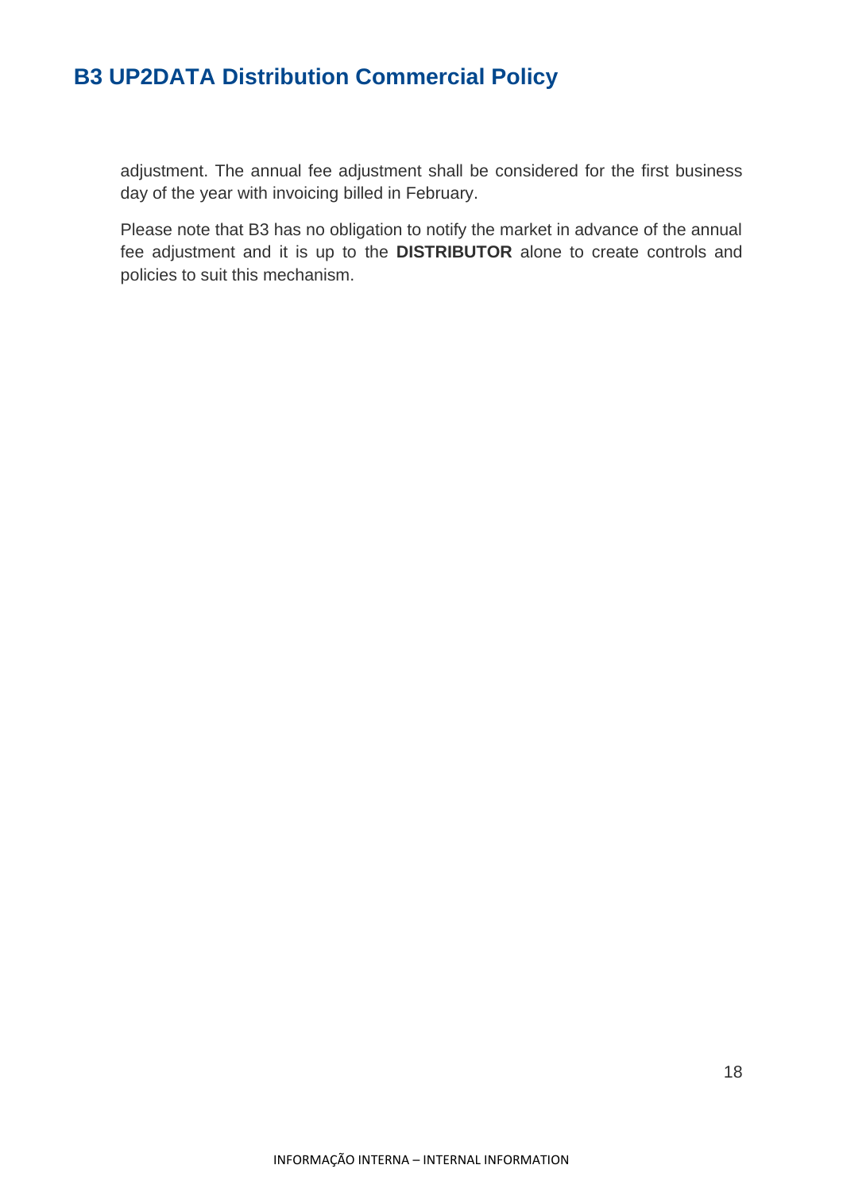adjustment. The annual fee adjustment shall be considered for the first business day of the year with invoicing billed in February.

Please note that B3 has no obligation to notify the market in advance of the annual fee adjustment and it is up to the **DISTRIBUTOR** alone to create controls and policies to suit this mechanism.